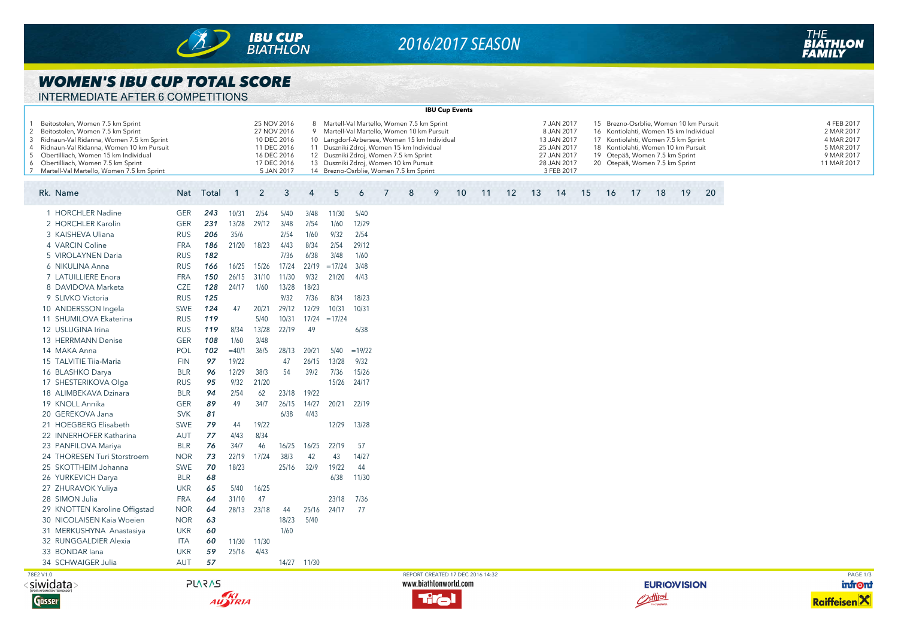# WOMEN'S IBU CUP TOTAL SCORE

INTERMEDIATE AFTER 6 COMPETITIONS

## IBU Cup Events

| # | Event | Date |
|---|---|---|
| 1 | Beitostolen, Women 7.5 km Sprint | 25 NOV 2016 |
| 2 | Beitostolen, Women 7.5 km Sprint | 27 NOV 2016 |
| 3 | Ridnaun-Val Ridanna, Women 7.5 km Sprint | 10 DEC 2016 |
| 4 | Ridnaun-Val Ridanna, Women 10 km Pursuit | 11 DEC 2016 |
| 5 | Obertilliach, Women 15 km Individual | 16 DEC 2016 |
| 6 | Obertilliach, Women 7.5 km Sprint | 17 DEC 2016 |
| 7 | Martell-Val Martello, Women 7.5 km Sprint | 5 JAN 2017 |
| 8 | Martell-Val Martello, Women 7.5 km Sprint | 7 JAN 2017 |
| 9 | Martell-Val Martello, Women 10 km Pursuit | 8 JAN 2017 |
| 10 | Langdorf-Arbersee, Women 15 km Individual | 13 JAN 2017 |
| 11 | Duszniki Zdroj, Women 15 km Individual | 25 JAN 2017 |
| 12 | Duszniki Zdroj, Women 7.5 km Sprint | 27 JAN 2017 |
| 13 | Duszniki Zdroj, Women 10 km Pursuit | 28 JAN 2017 |
| 14 | Brezno-Osrblie, Women 7.5 km Sprint | 3 FEB 2017 |
| 15 | Brezno-Osrblie, Women 10 km Pursuit | 4 FEB 2017 |
| 16 | Kontiolahti, Women 15 km Individual | 2 MAR 2017 |
| 17 | Kontiolahti, Women 7.5 km Sprint | 4 MAR 2017 |
| 18 | Kontiolahti, Women 10 km Pursuit | 5 MAR 2017 |
| 19 | Otepää, Women 7.5 km Sprint | 9 MAR 2017 |
| 20 | Otepää, Women 7.5 km Sprint | 11 MAR 2017 |

| Rk. | Name | Nat | Total | 1 | 2 | 3 | 4 | 5 | 6 | 7 | 8 | 9 | 10 | 11 | 12 | 13 | 14 | 15 | 16 | 17 | 18 | 19 | 20 |
|---|---|---|---|---|---|---|---|---|---|---|---|---|---|---|---|---|---|---|---|---|---|---|---|
| 1 | HORCHLER Nadine | GER | 243 | 10/31 | 2/54 | 5/40 | 3/48 | 11/30 | 5/40 | | | | | | | | | | | | | | |
| 2 | HORCHLER Karolin | GER | 231 | 13/28 | 29/12 | 3/48 | 2/54 | 1/60 | 12/29 | | | | | | | | | | | | | | |
| 3 | KAISHEVA Uliana | RUS | 206 | 35/6 | | 2/54 | 1/60 | 9/32 | 2/54 | | | | | | | | | | | | | | |
| 4 | VARCIN Coline | FRA | 186 | 21/20 | 18/23 | 4/43 | 8/34 | 2/54 | 29/12 | | | | | | | | | | | | | | |
| 5 | VIROLAYNEN Daria | RUS | 182 | | | 7/36 | 6/38 | 3/48 | 1/60 | | | | | | | | | | | | | | |
| 6 | NIKULINA Anna | RUS | 166 | 16/25 | 15/26 | 17/24 | 22/19 | =17/24 | 3/48 | | | | | | | | | | | | | | |
| 7 | LATUILLIERE Enora | FRA | 150 | 26/15 | 31/10 | 11/30 | 9/32 | 21/20 | 4/43 | | | | | | | | | | | | | | |
| 8 | DAVIDOVA Marketa | CZE | 128 | 24/17 | 1/60 | 13/28 | 18/23 | | | | | | | | | | | | | | | | |
| 9 | SLIVKO Victoria | RUS | 125 | | | 9/32 | 7/36 | 8/34 | 18/23 | | | | | | | | | | | | | | |
| 10 | ANDERSSON Ingela | SWE | 124 | 47 | 20/21 | 29/12 | 12/29 | 10/31 | 10/31 | | | | | | | | | | | | | | |
| 11 | SHUMILOVA Ekaterina | RUS | 119 | | 5/40 | 10/31 | 17/24 | =17/24 | | | | | | | | | | | | | | | |
| 12 | USLUGINA Irina | RUS | 119 | 8/34 | 13/28 | 22/19 | 49 | | 6/38 | | | | | | | | | | | | | | |
| 13 | HERRMANN Denise | GER | 108 | 1/60 | 3/48 | | | | | | | | | | | | | | | | | | |
| 14 | MAKA Anna | POL | 102 | =40/1 | 36/5 | 28/13 | 20/21 | 5/40 | =19/22 | | | | | | | | | | | | | | |
| 15 | TALVITIE Tiia-Maria | FIN | 97 | 19/22 | | 47 | 26/15 | 13/28 | 9/32 | | | | | | | | | | | | | | |
| 16 | BLASHKO Darya | BLR | 96 | 12/29 | 38/3 | 54 | 39/2 | 7/36 | 15/26 | | | | | | | | | | | | | | |
| 17 | SHESTERIKOVA Olga | RUS | 95 | 9/32 | 21/20 | | | 15/26 | 24/17 | | | | | | | | | | | | | | |
| 18 | ALIMBEKAVA Dzinara | BLR | 94 | 2/54 | 62 | 23/18 | 19/22 | | | | | | | | | | | | | | | | |
| 19 | KNOLL Annika | GER | 89 | 49 | 34/7 | 26/15 | 14/27 | 20/21 | 22/19 | | | | | | | | | | | | | | |
| 20 | GEREKOVA Jana | SVK | 81 | | | 6/38 | 4/43 | | | | | | | | | | | | | | | | |
| 21 | HOEGBERG Elisabeth | SWE | 79 | 44 | 19/22 | | | 12/29 | 13/28 | | | | | | | | | | | | | | |
| 22 | INNERHOFER Katharina | AUT | 77 | 4/43 | 8/34 | | | | | | | | | | | | | | | | | | |
| 23 | PANFILOVA Mariya | BLR | 76 | 34/7 | 46 | 16/25 | 16/25 | 22/19 | 57 | | | | | | | | | | | | | | |
| 24 | THORESEN Turi Storstroem | NOR | 73 | 22/19 | 17/24 | 38/3 | 42 | 43 | 14/27 | | | | | | | | | | | | | | |
| 25 | SKOTTHEIM Johanna | SWE | 70 | 18/23 | | 25/16 | 32/9 | 19/22 | 44 | | | | | | | | | | | | | | |
| 26 | YURKEVICH Darya | BLR | 68 | | | | | 6/38 | 11/30 | | | | | | | | | | | | | | |
| 27 | ZHURAVOK Yuliya | UKR | 65 | 5/40 | 16/25 | | | | | | | | | | | | | | | | | | |
| 28 | SIMON Julia | FRA | 64 | 31/10 | 47 | | | 23/18 | 7/36 | | | | | | | | | | | | | | |
| 29 | KNOTTEN Karoline Offigstad | NOR | 64 | 28/13 | 23/18 | 44 | 25/16 | 24/17 | 77 | | | | | | | | | | | | | | |
| 30 | NICOLAISEN Kaia Woeien | NOR | 63 | | | 18/23 | 5/40 | | | | | | | | | | | | | | | | |
| 31 | MERKUSHYNA Anastasiya | UKR | 60 | | | 1/60 | | | | | | | | | | | | | | | | | |
| 32 | RUNGGALDIER Alexia | ITA | 60 | 11/30 | 11/30 | | | | | | | | | | | | | | | | | | |
| 33 | BONDAR Iana | UKR | 59 | 25/16 | 4/43 | | | | | | | | | | | | | | | | | | |
| 34 | SCHWAIGER Julia | AUT | 57 | | | 14/27 | 11/30 | | | | | | | | | | | | | | | | |

REPORT CREATED 17 DEC 2016 14:32

www.biathlonworld.com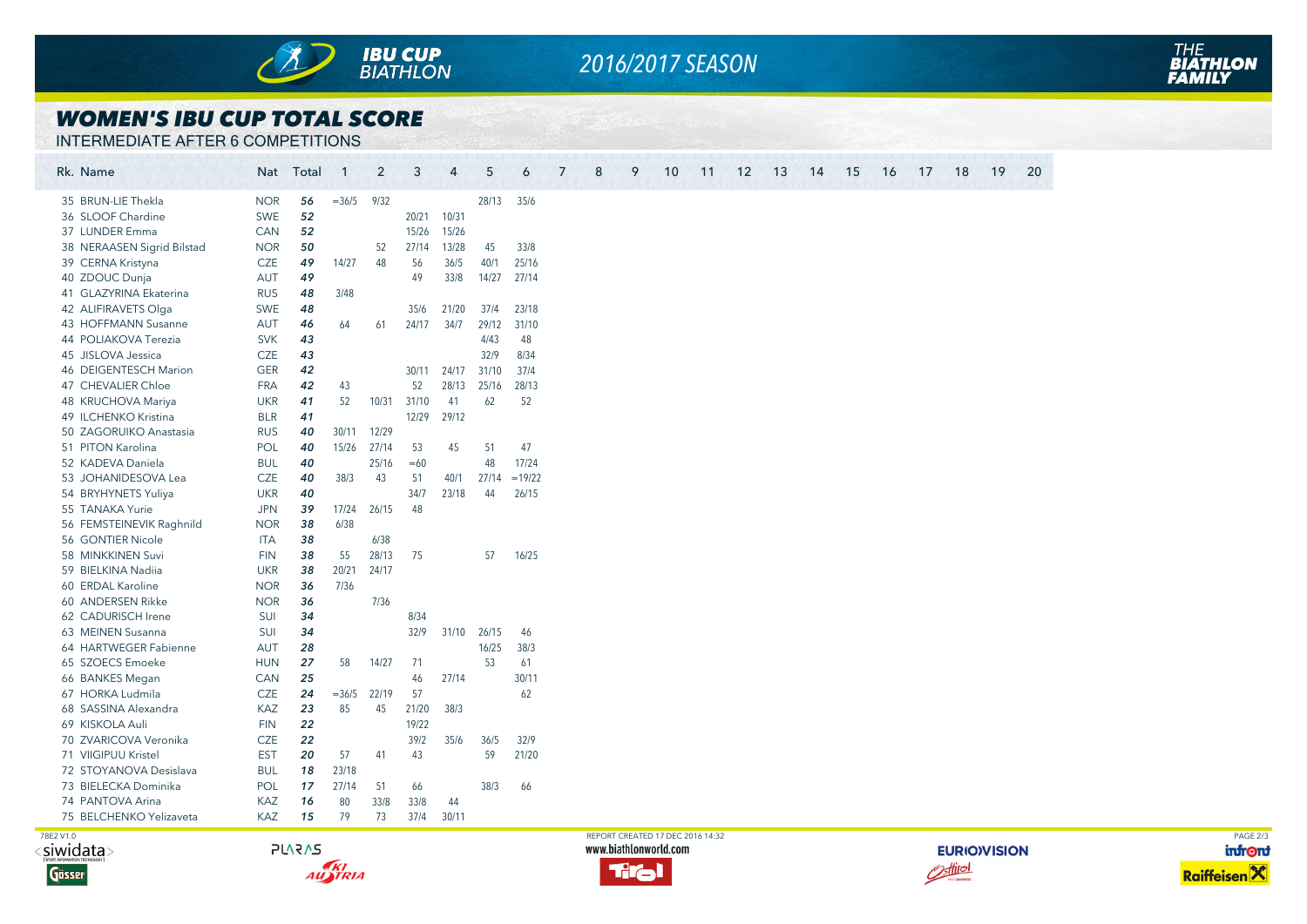# WOMEN'S IBU CUP TOTAL SCORE

INTERMEDIATE AFTER 6 COMPETITIONS

| Rk. | Name | Nat | Total | 1 | 2 | 3 | 4 | 5 | 6 | 7 | 8 | 9 | 10 | 11 | 12 | 13 | 14 | 15 | 16 | 17 | 18 | 19 | 20 |
|---|---|---|---|---|---|---|---|---|---|---|---|---|---|---|---|---|---|---|---|---|---|---|---|
| 35 | BRUN-LIE Thekla | NOR | *56* | =36/5 | 9/32 | | | 28/13 | 35/6 | | | | | | | | | | | | | | |
| 36 | SLOOF Chardine | SWE | *52* | | | 20/21 | 10/31 | | | | | | | | | | | | | | | | |
| 37 | LUNDER Emma | CAN | *52* | | | 15/26 | 15/26 | | | | | | | | | | | | | | | | |
| 38 | NERAASEN Sigrid Bilstad | NOR | *50* | | 52 | 27/14 | 13/28 | 45 | 33/8 | | | | | | | | | | | | | | |
| 39 | CERNA Kristyna | CZE | *49* | 14/27 | 48 | 56 | 36/5 | 40/1 | 25/16 | | | | | | | | | | | | | | |
| 40 | ZDOUC Dunja | AUT | *49* | | | 49 | 33/8 | 14/27 | 27/14 | | | | | | | | | | | | | | |
| 41 | GLAZYRINA Ekaterina | RUS | *48* | 3/48 | | | | | | | | | | | | | | | | | | | |
| 42 | ALIFIRAVETS Olga | SWE | *48* | | | 35/6 | 21/20 | 37/4 | 23/18 | | | | | | | | | | | | | | |
| 43 | HOFFMANN Susanne | AUT | *46* | 64 | 61 | 24/17 | 34/7 | 29/12 | 31/10 | | | | | | | | | | | | | | |
| 44 | POLIAKOVA Terezia | SVK | *43* | | | | | 4/43 | 48 | | | | | | | | | | | | | | |
| 45 | JISLOVA Jessica | CZE | *43* | | | | | 32/9 | 8/34 | | | | | | | | | | | | | | |
| 46 | DEIGENTESCH Marion | GER | *42* | | | 30/11 | 24/17 | 31/10 | 37/4 | | | | | | | | | | | | | | |
| 47 | CHEVALIER Chloe | FRA | *42* | 43 | | 52 | 28/13 | 25/16 | 28/13 | | | | | | | | | | | | | | |
| 48 | KRUCHOVA Mariya | UKR | *41* | 52 | 10/31 | 31/10 | 41 | 62 | 52 | | | | | | | | | | | | | | |
| 49 | ILCHENKO Kristina | BLR | *41* | | | 12/29 | 29/12 | | | | | | | | | | | | | | | | |
| 50 | ZAGORUIKO Anastasia | RUS | *40* | 30/11 | 12/29 | | | | | | | | | | | | | | | | | | |
| 51 | PITON Karolina | POL | *40* | 15/26 | 27/14 | 53 | 45 | 51 | 47 | | | | | | | | | | | | | | |
| 52 | KADEVA Daniela | BUL | *40* | | 25/16 | =60 | | 48 | 17/24 | | | | | | | | | | | | | | |
| 53 | JOHANIDESOVA Lea | CZE | *40* | 38/3 | 43 | 51 | 40/1 | 27/14 | =19/22 | | | | | | | | | | | | | | |
| 54 | BRYHYNETS Yuliya | UKR | *40* | | | 34/7 | 23/18 | 44 | 26/15 | | | | | | | | | | | | | | |
| 55 | TANAKA Yurie | JPN | *39* | 17/24 | 26/15 | 48 | | | | | | | | | | | | | | | | | |
| 56 | FEMSTEINEVIK Raghnild | NOR | *38* | 6/38 | | | | | | | | | | | | | | | | | | | |
| 56 | GONTIER Nicole | ITA | *38* | | 6/38 | | | | | | | | | | | | | | | | | | |
| 58 | MINKKINEN Suvi | FIN | *38* | 55 | 28/13 | 75 | | 57 | 16/25 | | | | | | | | | | | | | | |
| 59 | BIELKINA Nadiia | UKR | *38* | 20/21 | 24/17 | | | | | | | | | | | | | | | | | | |
| 60 | ERDAL Karoline | NOR | *36* | 7/36 | | | | | | | | | | | | | | | | | | | |
| 60 | ANDERSEN Rikke | NOR | *36* | | 7/36 | | | | | | | | | | | | | | | | | | |
| 62 | CADURISCH Irene | SUI | *34* | | | 8/34 | | | | | | | | | | | | | | | | | |
| 63 | MEINEN Susanna | SUI | *34* | | | 32/9 | 31/10 | 26/15 | 46 | | | | | | | | | | | | | | |
| 64 | HARTWEGER Fabienne | AUT | *28* | | | | | 16/25 | 38/3 | | | | | | | | | | | | | | |
| 65 | SZOECS Emoeke | HUN | *27* | 58 | 14/27 | 71 | | 53 | 61 | | | | | | | | | | | | | | |
| 66 | BANKES Megan | CAN | *25* | | | 46 | 27/14 | | 30/11 | | | | | | | | | | | | | | |
| 67 | HORKA Ludmila | CZE | *24* | =36/5 | 22/19 | 57 | | | 62 | | | | | | | | | | | | | | |
| 68 | SASSINA Alexandra | KAZ | *23* | 85 | 45 | 21/20 | 38/3 | | | | | | | | | | | | | | | | |
| 69 | KISKOLA Auli | FIN | *22* | | | 19/22 | | | | | | | | | | | | | | | | | |
| 70 | ZVARICOVA Veronika | CZE | *22* | | | 39/2 | 35/6 | 36/5 | 32/9 | | | | | | | | | | | | | | |
| 71 | VIIGIPUU Kristel | EST | *20* | 57 | 41 | 43 | | 59 | 21/20 | | | | | | | | | | | | | | |
| 72 | STOYANOVA Desislava | BUL | *18* | 23/18 | | | | | | | | | | | | | | | | | | | |
| 73 | BIELECKA Dominika | POL | *17* | 27/14 | 51 | 66 | | 38/3 | 66 | | | | | | | | | | | | | | |
| 74 | PANTOVA Arina | KAZ | *16* | 80 | 33/8 | 33/8 | 44 | | | | | | | | | | | | | | | | |
| 75 | BELCHENKO Yelizaveta | KAZ | *15* | 79 | 73 | 37/4 | 30/11 | | | | | | | | | | | | | | | | |

78E2 V1.0

REPORT CREATED 17 DEC 2016 14:32

www.biathlonworld.com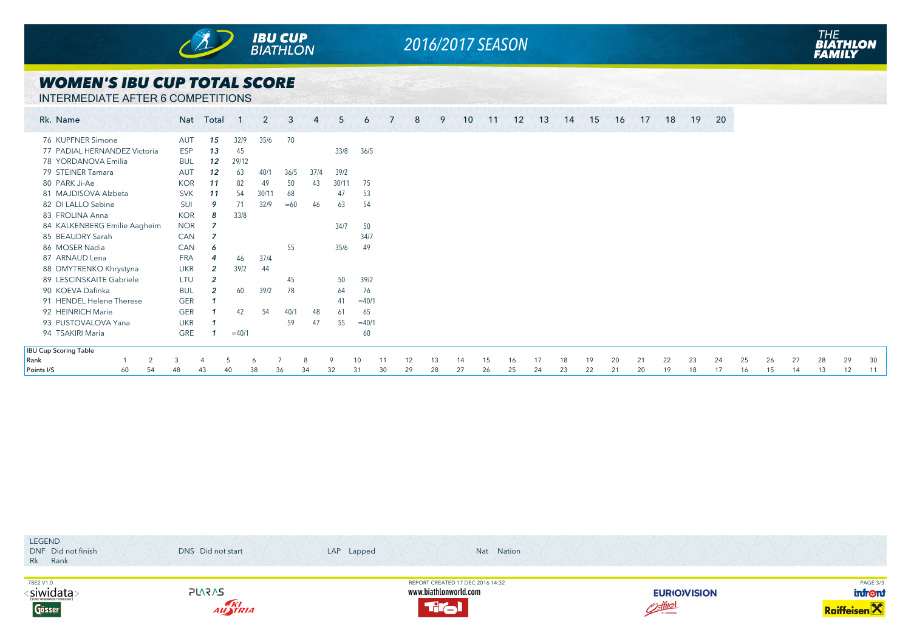# WOMEN'S IBU CUP TOTAL SCORE

INTERMEDIATE AFTER 6 COMPETITIONS

| Rk. | Name | Nat | Total | 1 | 2 | 3 | 4 | 5 | 6 | 7 | 8 | 9 | 10 | 11 | 12 | 13 | 14 | 15 | 16 | 17 | 18 | 19 | 20 |
|---|---|---|---|---|---|---|---|---|---|---|---|---|---|---|---|---|---|---|---|---|---|---|---|
| 76 | KUPFNER Simone | AUT | 15 | 32/9 | 35/6 | 70 | | | | | | | | | | | | | | | | | |
| 77 | PADIAL HERNANDEZ Victoria | ESP | 13 | 45 | | | | 33/8 | 36/5 | | | | | | | | | | | | | | |
| 78 | YORDANOVA Emilia | BUL | 12 | 29/12 | | | | | | | | | | | | | | | | | | | |
| 79 | STEINER Tamara | AUT | 12 | 63 | 40/1 | 36/5 | 37/4 | 39/2 | | | | | | | | | | | | | | | |
| 80 | PARK Ji-Ae | KOR | 11 | 82 | 49 | 50 | 43 | 30/11 | 75 | | | | | | | | | | | | | | |
| 81 | MAJDISOVA Alzbeta | SVK | 11 | 54 | 30/11 | 68 | | 47 | 53 | | | | | | | | | | | | | | |
| 82 | DI LALLO Sabine | SUI | 9 | 71 | 32/9 | =60 | 46 | 63 | 54 | | | | | | | | | | | | | | |
| 83 | FROLINA Anna | KOR | 8 | 33/8 | | | | | | | | | | | | | | | | | | | |
| 84 | KALKENBERG Emilie Aagheim | NOR | 7 | | | | | 34/7 | 50 | | | | | | | | | | | | | | |
| 85 | BEAUDRY Sarah | CAN | 7 | | | | | | 34/7 | | | | | | | | | | | | | | |
| 86 | MOSER Nadia | CAN | 6 | | | 55 | | 35/6 | 49 | | | | | | | | | | | | | | |
| 87 | ARNAUD Lena | FRA | 4 | 46 | 37/4 | | | | | | | | | | | | | | | | | | |
| 88 | DMYTRENKO Khrystyna | UKR | 2 | 39/2 | 44 | | | | | | | | | | | | | | | | | | |
| 89 | LESCINSKAITE Gabriele | LTU | 2 | | | 45 | | 50 | 39/2 | | | | | | | | | | | | | | |
| 90 | KOEVA Dafinka | BUL | 2 | 60 | 39/2 | 78 | | 64 | 76 | | | | | | | | | | | | | | |
| 91 | HENDEL Helene Therese | GER | 1 | | | | | 41 | =40/1 | | | | | | | | | | | | | | |
| 92 | HEINRICH Marie | GER | 1 | 42 | 54 | 40/1 | 48 | 61 | 65 | | | | | | | | | | | | | | |
| 93 | PUSTOVALOVA Yana | UKR | 1 | | | 59 | 47 | 55 | =40/1 | | | | | | | | | | | | | | |
| 94 | TSAKIRI Maria | GRE | 1 | =40/1 | | | | | 60 | | | | | | | | | | | | | | |

**IBU Cup Scoring Table**

| Rank | 1 | 2 | 3 | 4 | 5 | 6 | 7 | 8 | 9 | 10 | 11 | 12 | 13 | 14 | 15 | 16 | 17 | 18 | 19 | 20 | 21 | 22 | 23 | 24 | 25 | 26 | 27 | 28 | 29 | 30 |
|---|---|---|---|---|---|---|---|---|---|---|---|---|---|---|---|---|---|---|---|---|---|---|---|---|---|---|---|---|---|---|
| Points I/S | 60 | 54 | 48 | 43 | 40 | 38 | 36 | 34 | 32 | 31 | 30 | 29 | 28 | 27 | 26 | 25 | 24 | 23 | 22 | 21 | 20 | 19 | 18 | 17 | 16 | 15 | 14 | 13 | 12 | 11 |

LEGEND

DNF Did not finish — DNS Did not start — LAP Lapped — Nat Nation

Rk Rank

78E2 V1.0

REPORT CREATED 17 DEC 2016 14:32

www.biathlonworld.com